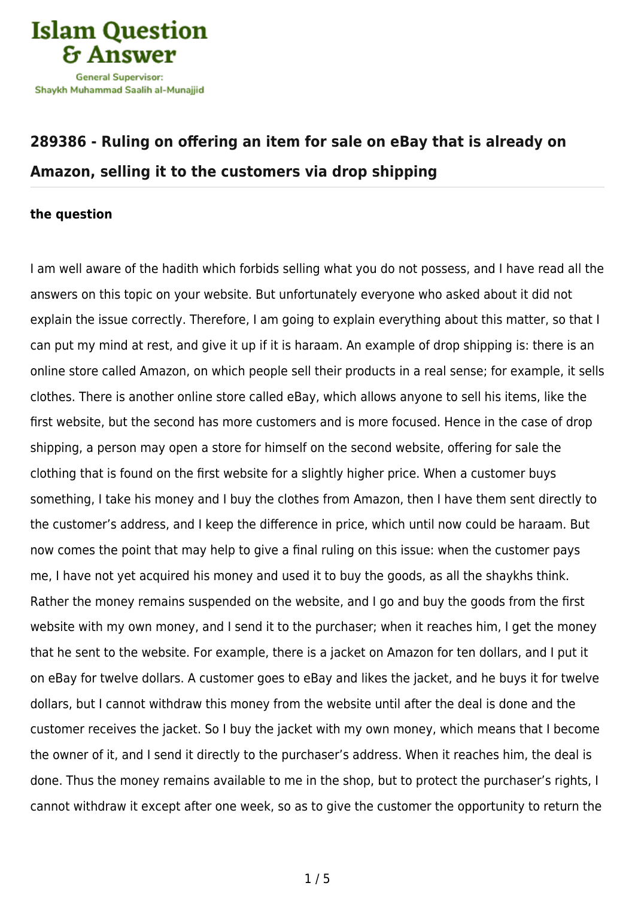## 289386 - Ruling on offering an item for sale on eBay that is already on Amazon, selling it to the customers via drop shipping

**the question**

I am well aware of the hadith which forbids selling what you do not possess, and I have read all the answers on this topic on your website. But unfortunately everyone who asked about it did not explain the issue correctly. Therefore, I am going to explain everything about this matter, so that I can put my mind at rest, and give it up if it is haraam. An example of drop shipping is: there is an online store called Amazon, on which people sell their products in a real sense; for example, it sells clothes. There is another online store called eBay, which allows anyone to sell his items, like the first website, but the second has more customers and is more focused. Hence in the case of drop shipping, a person may open a store for himself on the second website, offering for sale the clothing that is found on the first website for a slightly higher price. When a customer buys something, I take his money and I buy the clothes from Amazon, then I have them sent directly to the customer's address, and I keep the difference in price, which until now could be haraam. But now comes the point that may help to give a final ruling on this issue: when the customer pays me, I have not yet acquired his money and used it to buy the goods, as all the shaykhs think. Rather the money remains suspended on the website, and I go and buy the goods from the first website with my own money, and I send it to the purchaser; when it reaches him, I get the money that he sent to the website. For example, there is a jacket on Amazon for ten dollars, and I put it on eBay for twelve dollars. A customer goes to eBay and likes the jacket, and he buys it for twelve dollars, but I cannot withdraw this money from the website until after the deal is done and the customer receives the jacket. So I buy the jacket with my own money, which means that I become the owner of it, and I send it directly to the purchaser's address. When it reaches him, the deal is done. Thus the money remains available to me in the shop, but to protect the purchaser's rights, I cannot withdraw it except after one week, so as to give the customer the opportunity to return the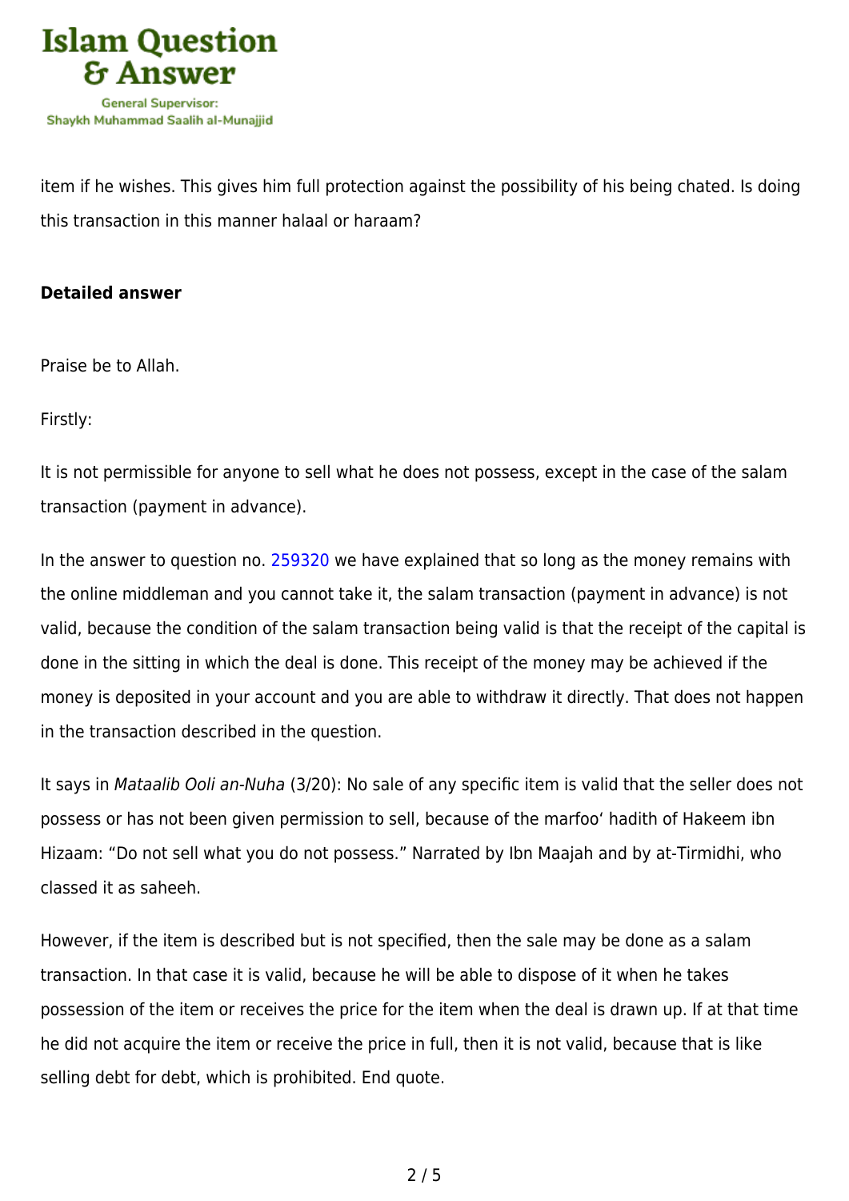item if he wishes. This gives him full protection against the possibility of his being chated. Is doing this transaction in this manner halaal or haraam?

**Detailed answer**

Praise be to Allah.

Firstly:

It is not permissible for anyone to sell what he does not possess, except in the case of the salam transaction (payment in advance).

In the answer to question no. 259320 we have explained that so long as the money remains with the online middleman and you cannot take it, the salam transaction (payment in advance) is not valid, because the condition of the salam transaction being valid is that the receipt of the capital is done in the sitting in which the deal is done. This receipt of the money may be achieved if the money is deposited in your account and you are able to withdraw it directly. That does not happen in the transaction described in the question.

It says in *Mataalib Ooli an-Nuha* (3/20): No sale of any specific item is valid that the seller does not possess or has not been given permission to sell, because of the marfoo' hadith of Hakeem ibn Hizaam: "Do not sell what you do not possess." Narrated by Ibn Maajah and by at-Tirmidhi, who classed it as saheeh.

However, if the item is described but is not specified, then the sale may be done as a salam transaction. In that case it is valid, because he will be able to dispose of it when he takes possession of the item or receives the price for the item when the deal is drawn up. If at that time he did not acquire the item or receive the price in full, then it is not valid, because that is like selling debt for debt, which is prohibited. End quote.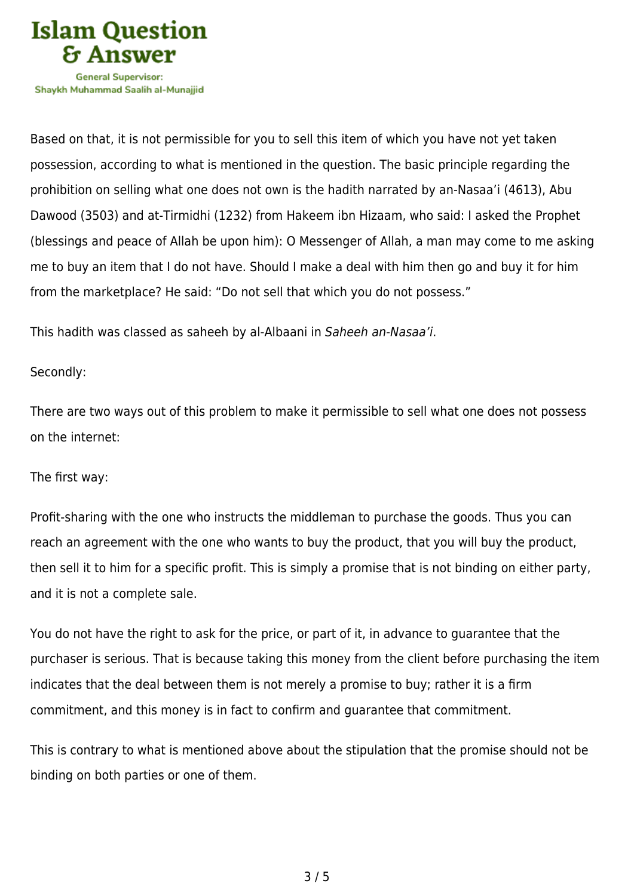Based on that, it is not permissible for you to sell this item of which you have not yet taken possession, according to what is mentioned in the question. The basic principle regarding the prohibition on selling what one does not own is the hadith narrated by an-Nasaa'i (4613), Abu Dawood (3503) and at-Tirmidhi (1232) from Hakeem ibn Hizaam, who said: I asked the Prophet (blessings and peace of Allah be upon him): O Messenger of Allah, a man may come to me asking me to buy an item that I do not have. Should I make a deal with him then go and buy it for him from the marketplace? He said: "Do not sell that which you do not possess."

This hadith was classed as saheeh by al-Albaani in *Saheeh an-Nasaa'i*.

Secondly:

There are two ways out of this problem to make it permissible to sell what one does not possess on the internet:

The first way:

Profit-sharing with the one who instructs the middleman to purchase the goods. Thus you can reach an agreement with the one who wants to buy the product, that you will buy the product, then sell it to him for a specific profit. This is simply a promise that is not binding on either party, and it is not a complete sale.

You do not have the right to ask for the price, or part of it, in advance to guarantee that the purchaser is serious. That is because taking this money from the client before purchasing the item indicates that the deal between them is not merely a promise to buy; rather it is a firm commitment, and this money is in fact to confirm and guarantee that commitment.

This is contrary to what is mentioned above about the stipulation that the promise should not be binding on both parties or one of them.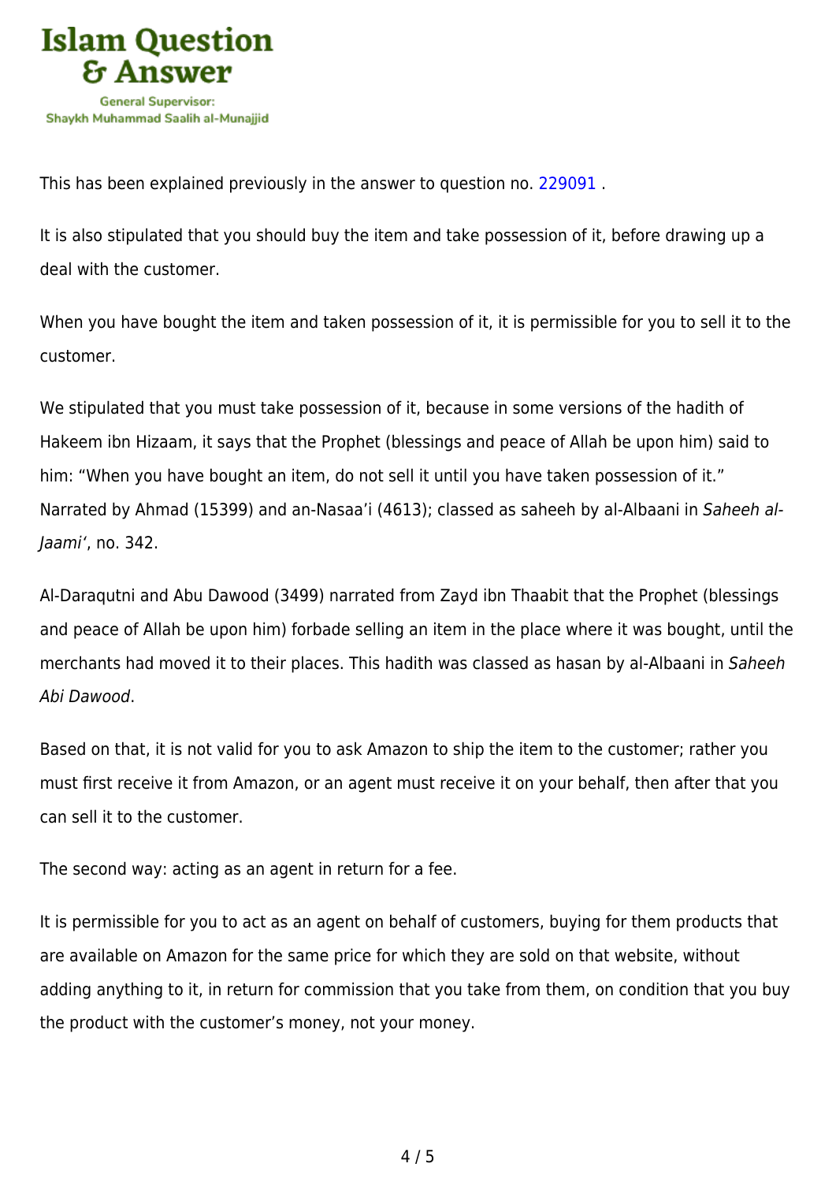This has been explained previously in the answer to question no. 229091 .

It is also stipulated that you should buy the item and take possession of it, before drawing up a deal with the customer.

When you have bought the item and taken possession of it, it is permissible for you to sell it to the customer.

We stipulated that you must take possession of it, because in some versions of the hadith of Hakeem ibn Hizaam, it says that the Prophet (blessings and peace of Allah be upon him) said to him: "When you have bought an item, do not sell it until you have taken possession of it." Narrated by Ahmad (15399) and an-Nasaa'i (4613); classed as saheeh by al-Albaani in *Saheeh al-Jaami'*, no. 342.

Al-Daraqutni and Abu Dawood (3499) narrated from Zayd ibn Thaabit that the Prophet (blessings and peace of Allah be upon him) forbade selling an item in the place where it was bought, until the merchants had moved it to their places. This hadith was classed as hasan by al-Albaani in *Saheeh Abi Dawood*.

Based on that, it is not valid for you to ask Amazon to ship the item to the customer; rather you must first receive it from Amazon, or an agent must receive it on your behalf, then after that you can sell it to the customer.

The second way: acting as an agent in return for a fee.

It is permissible for you to act as an agent on behalf of customers, buying for them products that are available on Amazon for the same price for which they are sold on that website, without adding anything to it, in return for commission that you take from them, on condition that you buy the product with the customer's money, not your money.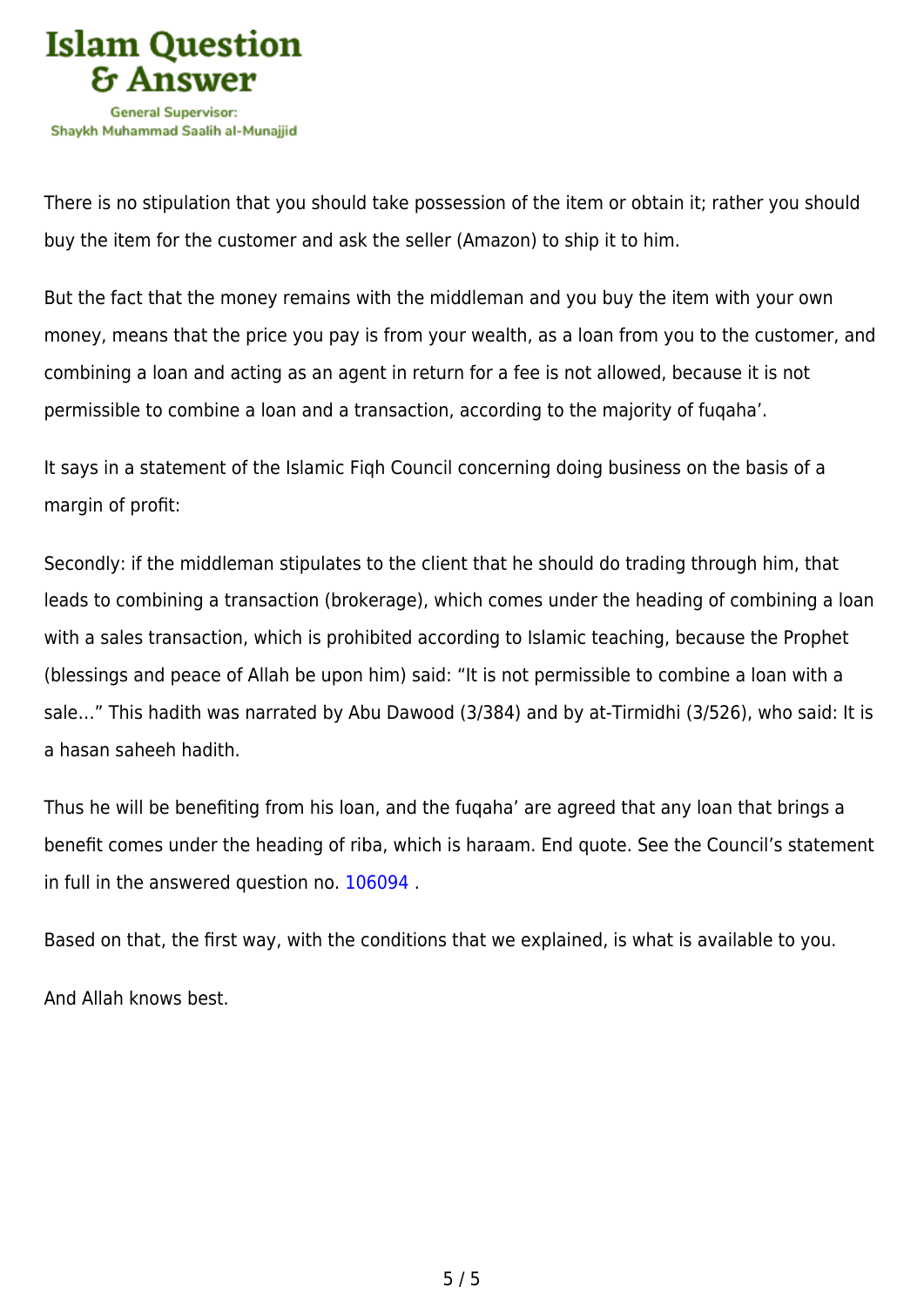There is no stipulation that you should take possession of the item or obtain it; rather you should buy the item for the customer and ask the seller (Amazon) to ship it to him.

But the fact that the money remains with the middleman and you buy the item with your own money, means that the price you pay is from your wealth, as a loan from you to the customer, and combining a loan and acting as an agent in return for a fee is not allowed, because it is not permissible to combine a loan and a transaction, according to the majority of fuqaha'.

It says in a statement of the Islamic Fiqh Council concerning doing business on the basis of a margin of profit:

Secondly: if the middleman stipulates to the client that he should do trading through him, that leads to combining a transaction (brokerage), which comes under the heading of combining a loan with a sales transaction, which is prohibited according to Islamic teaching, because the Prophet (blessings and peace of Allah be upon him) said: "It is not permissible to combine a loan with a sale…" This hadith was narrated by Abu Dawood (3/384) and by at-Tirmidhi (3/526), who said: It is a hasan saheeh hadith.

Thus he will be benefiting from his loan, and the fuqaha' are agreed that any loan that brings a benefit comes under the heading of riba, which is haraam. End quote. See the Council's statement in full in the answered question no. 106094 .

Based on that, the first way, with the conditions that we explained, is what is available to you.

And Allah knows best.